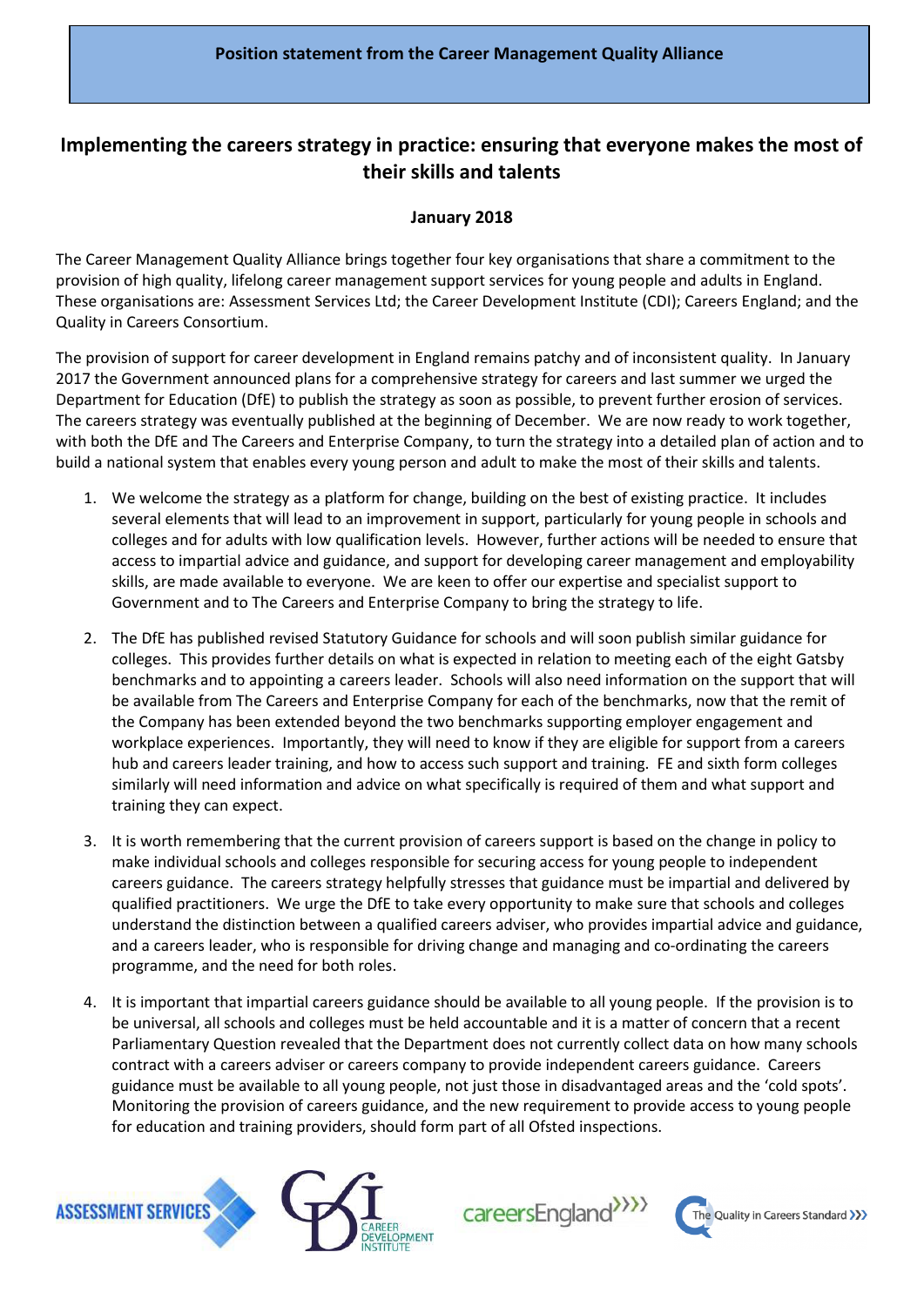**Position statement from the Career Management Quality Alliance**

# Implementing the careers strategy in practice: ensuring that everyone makes the most of their skills and talents

**January 2018**

The Career Management Quality Alliance brings together four key organisations that share a commitment to the provision of high quality, lifelong career management support services for young people and adults in England. These organisations are: Assessment Services Ltd; the Career Development Institute (CDI); Careers England; and the Quality in Careers Consortium.

The provision of support for career development in England remains patchy and of inconsistent quality. In January 2017 the Government announced plans for a comprehensive strategy for careers and last summer we urged the Department for Education (DfE) to publish the strategy as soon as possible, to prevent further erosion of services. The careers strategy was eventually published at the beginning of December. We are now ready to work together, with both the DfE and The Careers and Enterprise Company, to turn the strategy into a detailed plan of action and to build a national system that enables every young person and adult to make the most of their skills and talents.

1. We welcome the strategy as a platform for change, building on the best of existing practice. It includes several elements that will lead to an improvement in support, particularly for young people in schools and colleges and for adults with low qualification levels. However, further actions will be needed to ensure that access to impartial advice and guidance, and support for developing career management and employability skills, are made available to everyone. We are keen to offer our expertise and specialist support to Government and to The Careers and Enterprise Company to bring the strategy to life.

2. The DfE has published revised Statutory Guidance for schools and will soon publish similar guidance for colleges. This provides further details on what is expected in relation to meeting each of the eight Gatsby benchmarks and to appointing a careers leader. Schools will also need information on the support that will be available from The Careers and Enterprise Company for each of the benchmarks, now that the remit of the Company has been extended beyond the two benchmarks supporting employer engagement and workplace experiences. Importantly, they will need to know if they are eligible for support from a careers hub and careers leader training, and how to access such support and training. FE and sixth form colleges similarly will need information and advice on what specifically is required of them and what support and training they can expect.

3. It is worth remembering that the current provision of careers support is based on the change in policy to make individual schools and colleges responsible for securing access for young people to independent careers guidance. The careers strategy helpfully stresses that guidance must be impartial and delivered by qualified practitioners. We urge the DfE to take every opportunity to make sure that schools and colleges understand the distinction between a qualified careers adviser, who provides impartial advice and guidance, and a careers leader, who is responsible for driving change and managing and co-ordinating the careers programme, and the need for both roles.

4. It is important that impartial careers guidance should be available to all young people. If the provision is to be universal, all schools and colleges must be held accountable and it is a matter of concern that a recent Parliamentary Question revealed that the Department does not currently collect data on how many schools contract with a careers adviser or careers company to provide independent careers guidance. Careers guidance must be available to all young people, not just those in disadvantaged areas and the 'cold spots'. Monitoring the provision of careers guidance, and the new requirement to provide access to young people for education and training providers, should form part of all Ofsted inspections.

ASSESSMENT SERVICES | CDI Career Development Institute | careersEngland | The Quality in Careers Standard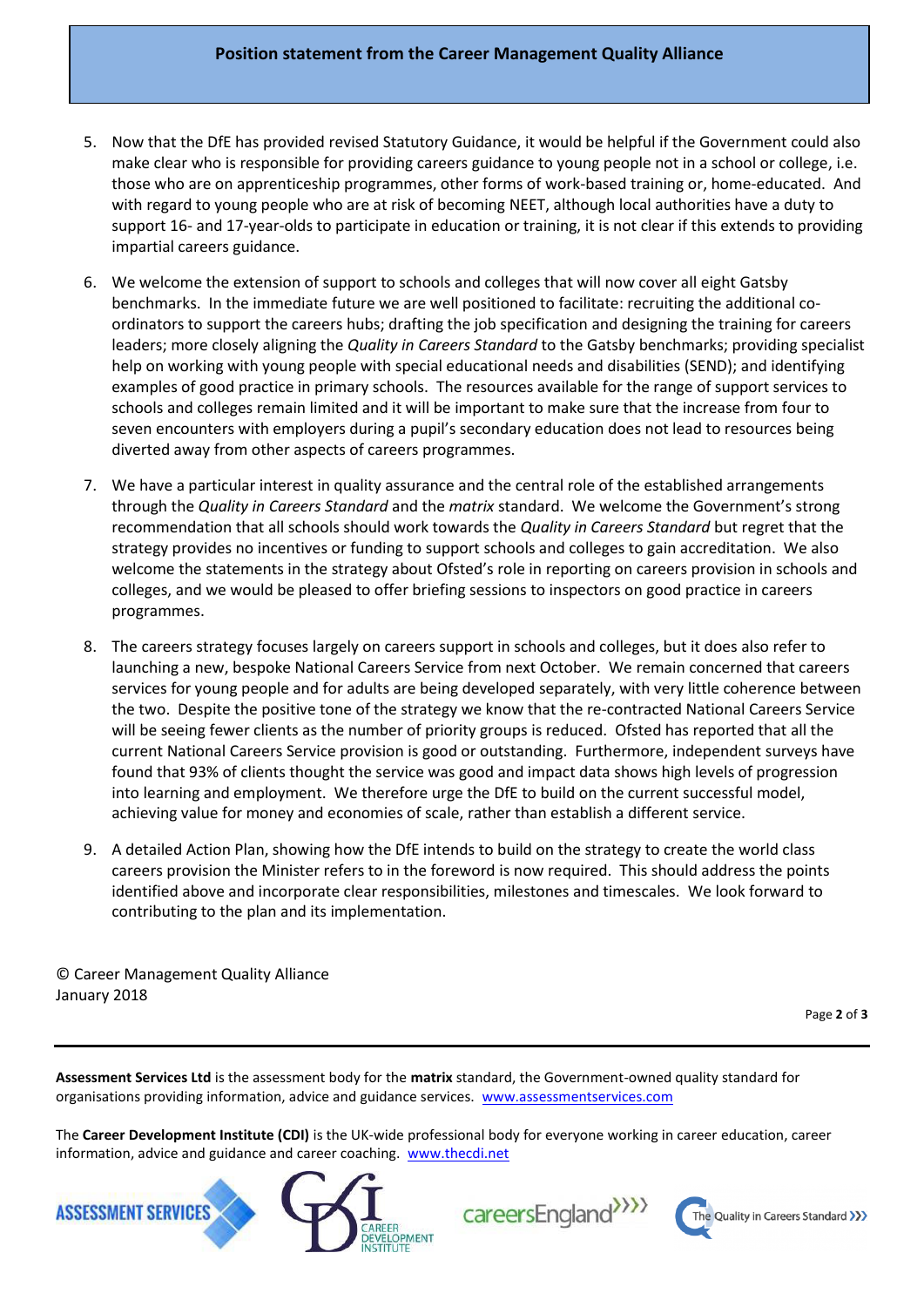**Position statement from the Career Management Quality Alliance**

5. Now that the DfE has provided revised Statutory Guidance, it would be helpful if the Government could also make clear who is responsible for providing careers guidance to young people not in a school or college, i.e. those who are on apprenticeship programmes, other forms of work-based training or, home-educated. And with regard to young people who are at risk of becoming NEET, although local authorities have a duty to support 16- and 17-year-olds to participate in education or training, it is not clear if this extends to providing impartial careers guidance.

6. We welcome the extension of support to schools and colleges that will now cover all eight Gatsby benchmarks. In the immediate future we are well positioned to facilitate: recruiting the additional co-ordinators to support the careers hubs; drafting the job specification and designing the training for careers leaders; more closely aligning the *Quality in Careers Standard* to the Gatsby benchmarks; providing specialist help on working with young people with special educational needs and disabilities (SEND); and identifying examples of good practice in primary schools. The resources available for the range of support services to schools and colleges remain limited and it will be important to make sure that the increase from four to seven encounters with employers during a pupil's secondary education does not lead to resources being diverted away from other aspects of careers programmes.

7. We have a particular interest in quality assurance and the central role of the established arrangements through the *Quality in Careers Standard* and the *matrix* standard. We welcome the Government's strong recommendation that all schools should work towards the *Quality in Careers Standard* but regret that the strategy provides no incentives or funding to support schools and colleges to gain accreditation. We also welcome the statements in the strategy about Ofsted's role in reporting on careers provision in schools and colleges, and we would be pleased to offer briefing sessions to inspectors on good practice in careers programmes.

8. The careers strategy focuses largely on careers support in schools and colleges, but it does also refer to launching a new, bespoke National Careers Service from next October. We remain concerned that careers services for young people and for adults are being developed separately, with very little coherence between the two. Despite the positive tone of the strategy we know that the re-contracted National Careers Service will be seeing fewer clients as the number of priority groups is reduced. Ofsted has reported that all the current National Careers Service provision is good or outstanding. Furthermore, independent surveys have found that 93% of clients thought the service was good and impact data shows high levels of progression into learning and employment. We therefore urge the DfE to build on the current successful model, achieving value for money and economies of scale, rather than establish a different service.

9. A detailed Action Plan, showing how the DfE intends to build on the strategy to create the world class careers provision the Minister refers to in the foreword is now required. This should address the points identified above and incorporate clear responsibilities, milestones and timescales. We look forward to contributing to the plan and its implementation.

© Career Management Quality Alliance
January 2018

**Assessment Services Ltd** is the assessment body for the **matrix** standard, the Government-owned quality standard for organisations providing information, advice and guidance services. www.assessmentservices.com

The **Career Development Institute (CDI)** is the UK-wide professional body for everyone working in career education, career information, advice and guidance and career coaching. www.thecdi.net

ASSESSMENT SERVICES | CDI CAREER DEVELOPMENT INSTITUTE | careersEngland | The Quality in Careers Standard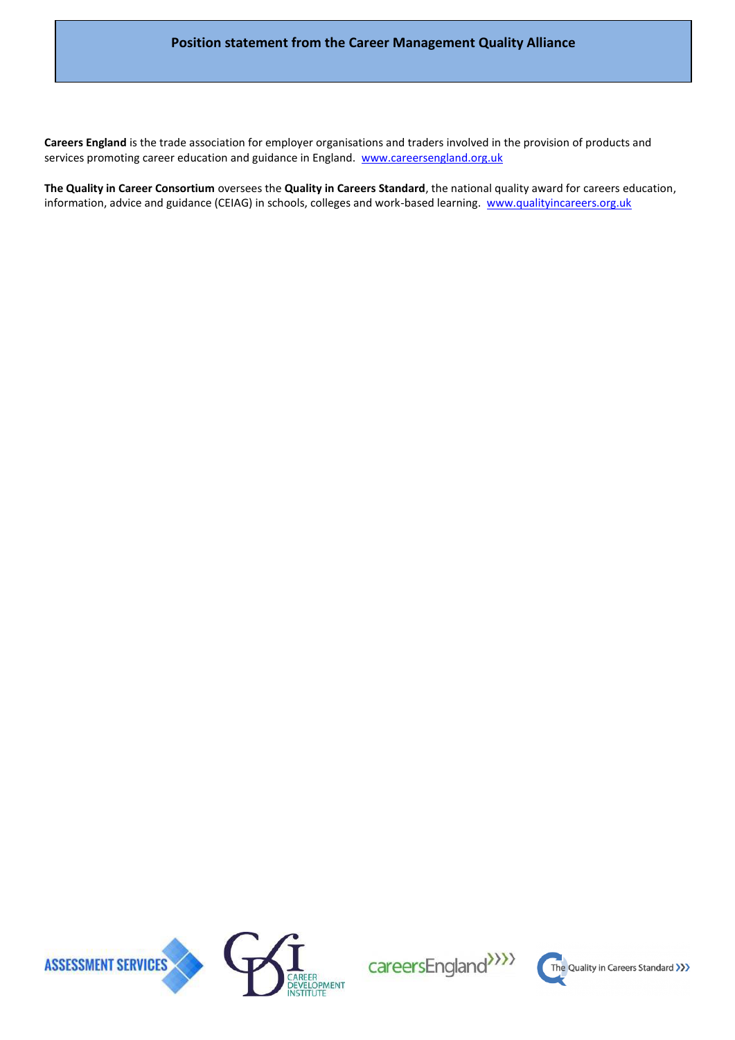# Position statement from the Career Management Quality Alliance

**Careers England** is the trade association for employer organisations and traders involved in the provision of products and services promoting career education and guidance in England. www.careersengland.org.uk

**The Quality in Career Consortium** oversees the **Quality in Careers Standard**, the national quality award for careers education, information, advice and guidance (CEIAG) in schools, colleges and work-based learning. www.qualityincareers.org.uk